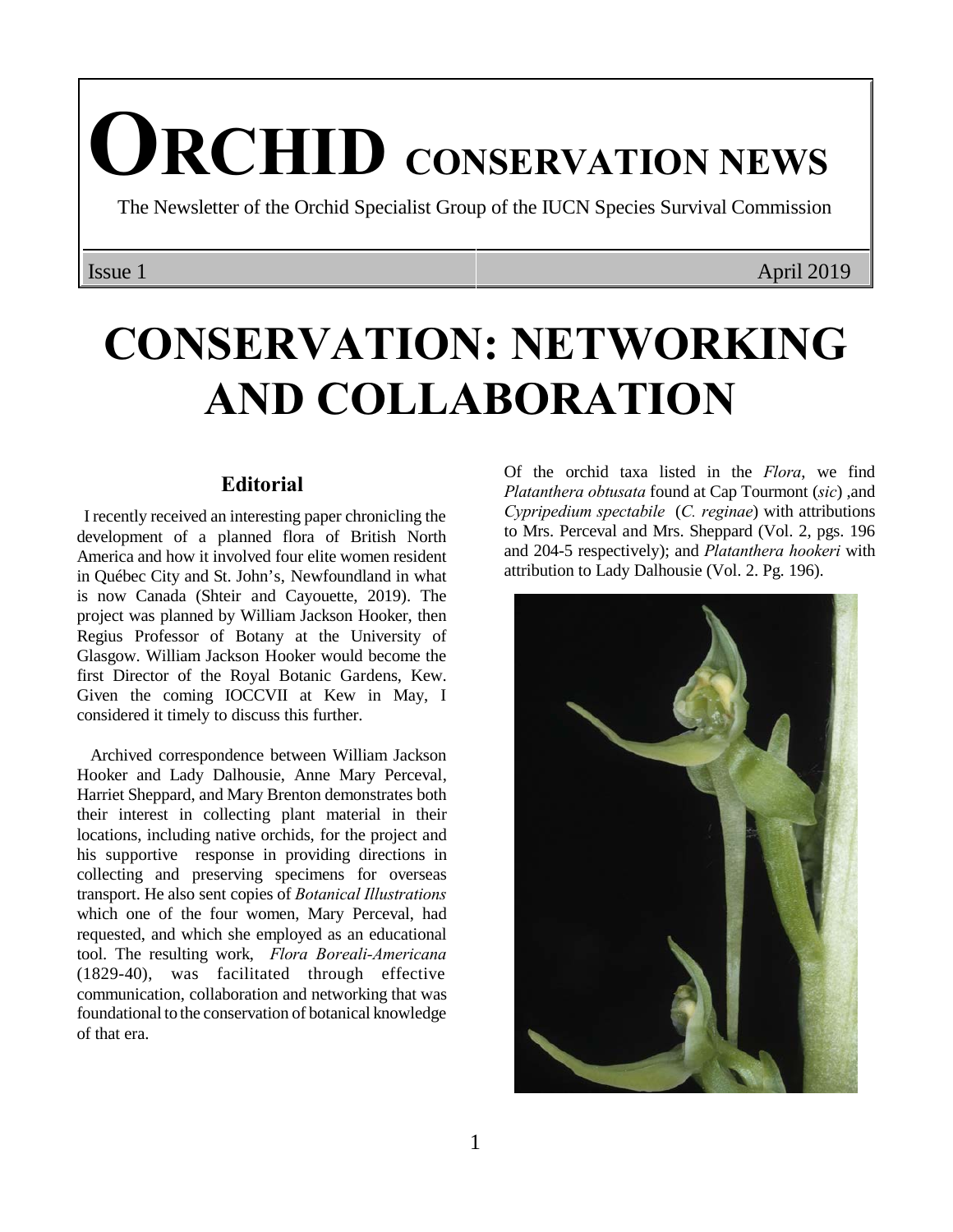# ORCHID CONSERVATION NEWS

The Newsletter of the Orchid Specialist Group of the IUCN Species Survival Commission

Issue 1 | April 2019

# CONSERVATION: NETWORKING AND COLLABORATION

## Editorial

I recently received an interesting paper chronicling the development of a planned flora of British North America and how it involved four elite women resident in Québec City and St. John's, Newfoundland in what is now Canada (Shteir and Cayouette, 2019). The project was planned by William Jackson Hooker, then Regius Professor of Botany at the University of Glasgow. William Jackson Hooker would become the first Director of the Royal Botanic Gardens, Kew. Given the coming IOCCVII at Kew in May, I considered it timely to discuss this further.

Archived correspondence between William Jackson Hooker and Lady Dalhousie, Anne Mary Perceval, Harriet Sheppard, and Mary Brenton demonstrates both their interest in collecting plant material in their locations, including native orchids, for the project and his supportive response in providing directions in collecting and preserving specimens for overseas transport. He also sent copies of *Botanical Illustrations* which one of the four women, Mary Perceval, had requested, and which she employed as an educational tool. The resulting work, *Flora Boreali-Americana* (1829-40), was facilitated through effective communication, collaboration and networking that was foundational to the conservation of botanical knowledge of that era.

Of the orchid taxa listed in the *Flora*, we find *Platanthera obtusata* found at Cap Tourmont (*sic*) ,and *Cypripedium spectabile* (*C. reginae*) with attributions to Mrs. Perceval and Mrs. Sheppard (Vol. 2, pgs. 196 and 204-5 respectively); and *Platanthera hookeri* with attribution to Lady Dalhousie (Vol. 2. Pg. 196).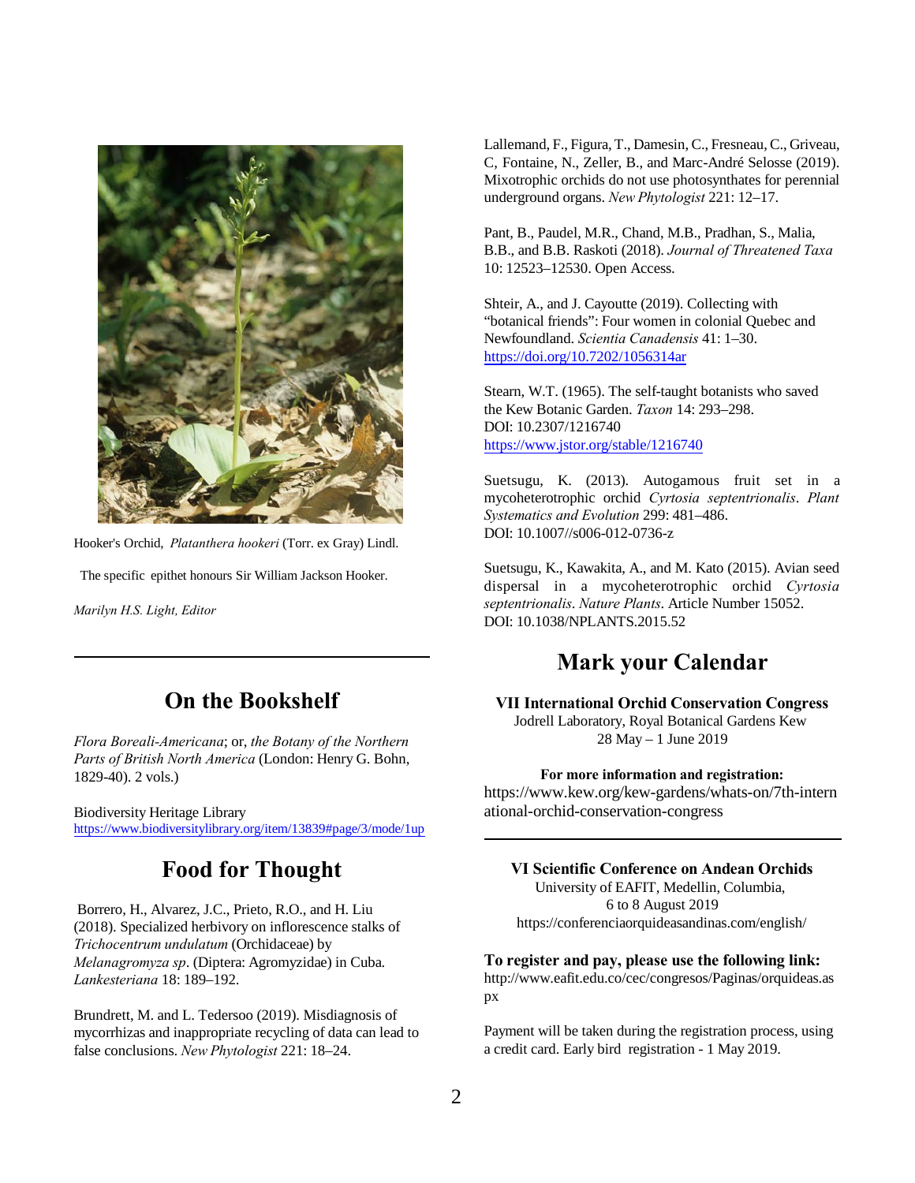Hooker's Orchid, *Platanthera hookeri* (Torr. ex Gray) Lindl.

The specific epithet honours Sir William Jackson Hooker.

*Marilyn H.S. Light, Editor*

## On the Bookshelf

*Flora Boreali-Americana*; or, *the Botany of the Northern Parts of British North America* (London: Henry G. Bohn, 1829-40). 2 vols.)

Biodiversity Heritage Library
https://www.biodiversitylibrary.org/item/13839#page/3/mode/1up

## Food for Thought

Borrero, H., Alvarez, J.C., Prieto, R.O., and H. Liu (2018). Specialized herbivory on inflorescence stalks of *Trichocentrum undulatum* (Orchidaceae) by *Melanagromyza sp*. (Diptera: Agromyzidae) in Cuba. *Lankesteriana* 18: 189–192.

Brundrett, M. and L. Tedersoo (2019). Misdiagnosis of mycorrhizas and inappropriate recycling of data can lead to false conclusions. *New Phytologist* 221: 18–24.

Lallemand, F., Figura, T., Damesin, C., Fresneau, C., Griveau, C, Fontaine, N., Zeller, B., and Marc-André Selosse (2019). Mixotrophic orchids do not use photosynthates for perennial underground organs. *New Phytologist* 221: 12–17.

Pant, B., Paudel, M.R., Chand, M.B., Pradhan, S., Malia, B.B., and B.B. Raskoti (2018). *Journal of Threatened Taxa* 10: 12523–12530. Open Access.

Shteir, A., and J. Cayoutte (2019). Collecting with "botanical friends": Four women in colonial Quebec and Newfoundland. *Scientia Canadensis* 41: 1–30. https://doi.org/10.7202/1056314ar

Stearn, W.T. (1965). The self-taught botanists who saved the Kew Botanic Garden. *Taxon* 14: 293–298. DOI: 10.2307/1216740
https://www.jstor.org/stable/1216740

Suetsugu, K. (2013). Autogamous fruit set in a mycoheterotrophic orchid *Cyrtosia septentrionalis*. *Plant Systematics and Evolution* 299: 481–486. DOI: 10.1007//s006-012-0736-z

Suetsugu, K., Kawakita, A., and M. Kato (2015). Avian seed dispersal in a mycoheterotrophic orchid *Cyrtosia septentrionalis*. *Nature Plants*. Article Number 15052. DOI: 10.1038/NPLANTS.2015.52

## Mark your Calendar

**VII International Orchid Conservation Congress**
Jodrell Laboratory, Royal Botanical Gardens Kew
28 May – 1 June 2019

**For more information and registration:**
https://www.kew.org/kew-gardens/whats-on/7th-international-orchid-conservation-congress

**VI Scientific Conference on Andean Orchids**
University of EAFIT, Medellin, Columbia,
6 to 8 August 2019
https://conferenciaorquideasandinas.com/english/

**To register and pay, please use the following link:**
http://www.eafit.edu.co/cec/congresos/Paginas/orquideas.aspx

Payment will be taken during the registration process, using a credit card. Early bird registration - 1 May 2019.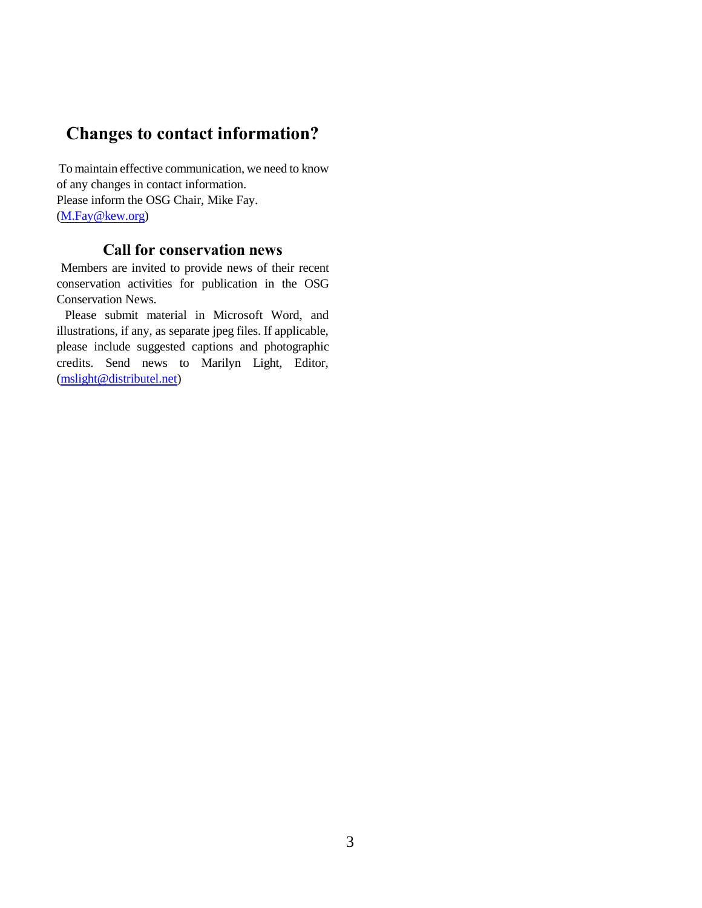## Changes to contact information?

To maintain effective communication, we need to know of any changes in contact information.
Please inform the OSG Chair, Mike Fay.
(M.Fay@kew.org)

### Call for conservation news

Members are invited to provide news of their recent conservation activities for publication in the OSG Conservation News.

Please submit material in Microsoft Word, and illustrations, if any, as separate jpeg files. If applicable, please include suggested captions and photographic credits. Send news to Marilyn Light, Editor, (mslight@distributel.net)